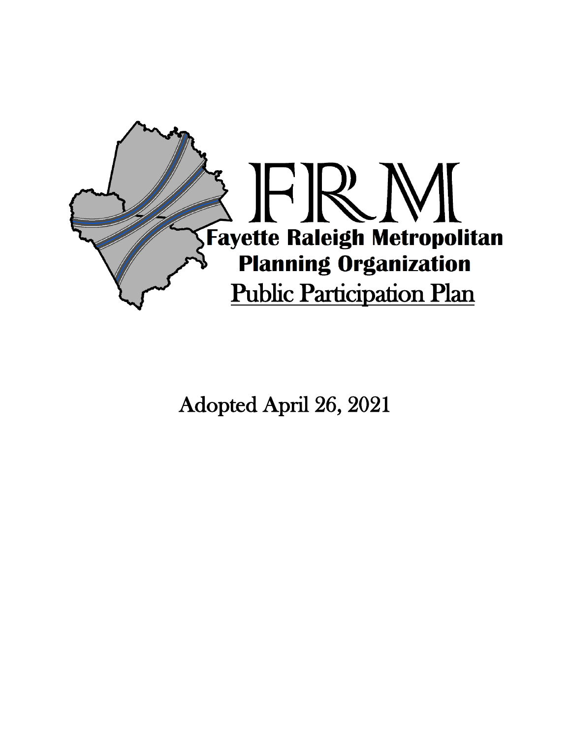# FRM

**Fayette Raleigh Metropolitan Planning Organization**

Public Participation Plan

Adopted April 26, 2021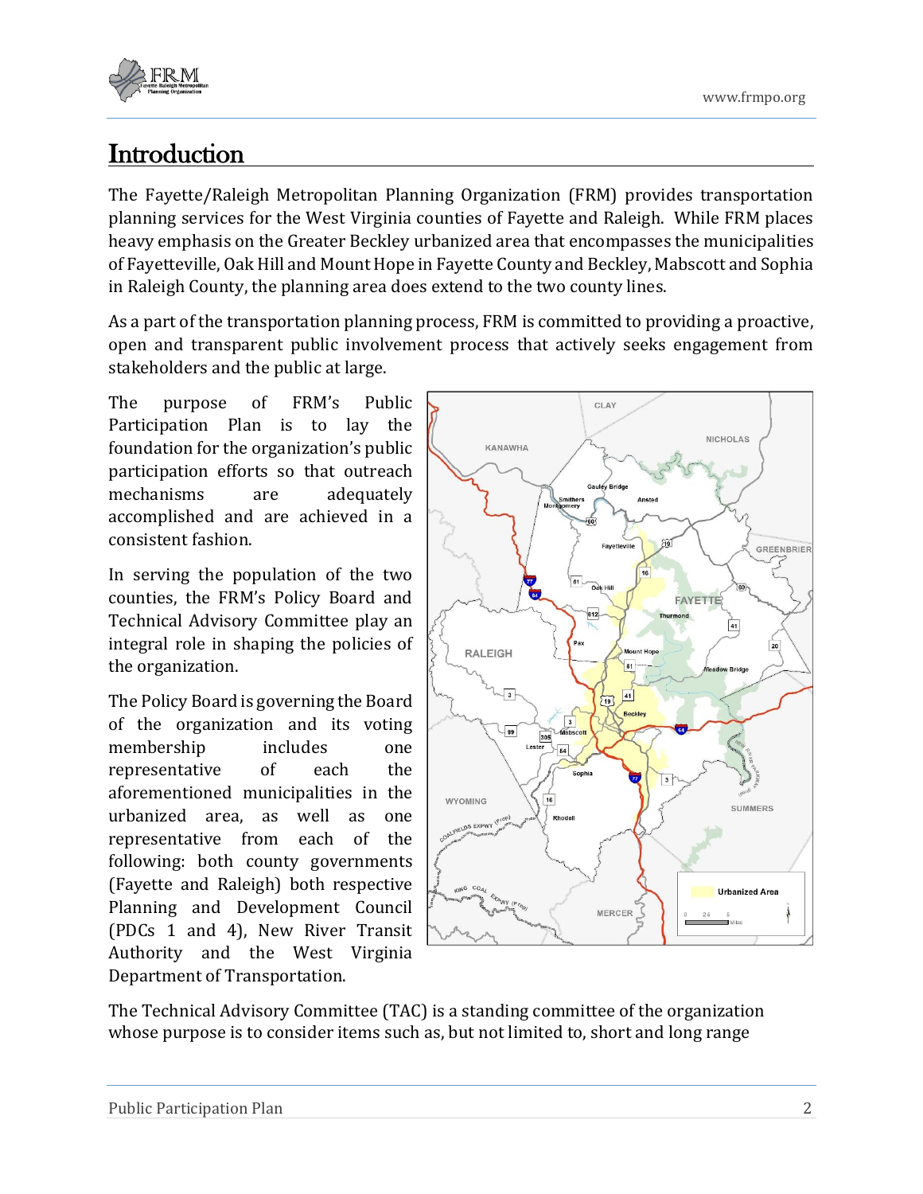# Introduction

The Fayette/Raleigh Metropolitan Planning Organization (FRM) provides transportation planning services for the West Virginia counties of Fayette and Raleigh. While FRM places heavy emphasis on the Greater Beckley urbanized area that encompasses the municipalities of Fayetteville, Oak Hill and Mount Hope in Fayette County and Beckley, Mabscott and Sophia in Raleigh County, the planning area does extend to the two county lines.

As a part of the transportation planning process, FRM is committed to providing a proactive, open and transparent public involvement process that actively seeks engagement from stakeholders and the public at large.

The purpose of FRM's Public Participation Plan is to lay the foundation for the organization's public participation efforts so that outreach mechanisms are adequately accomplished and are achieved in a consistent fashion.

In serving the population of the two counties, the FRM's Policy Board and Technical Advisory Committee play an integral role in shaping the policies of the organization.

The Policy Board is governing the Board of the organization and its voting membership includes one representative of each the aforementioned municipalities in the urbanized area, as well as one representative from each of the following: both county governments (Fayette and Raleigh) both respective Planning and Development Council (PDCs 1 and 4), New River Transit Authority and the West Virginia Department of Transportation.

The Technical Advisory Committee (TAC) is a standing committee of the organization whose purpose is to consider items such as, but not limited to, short and long range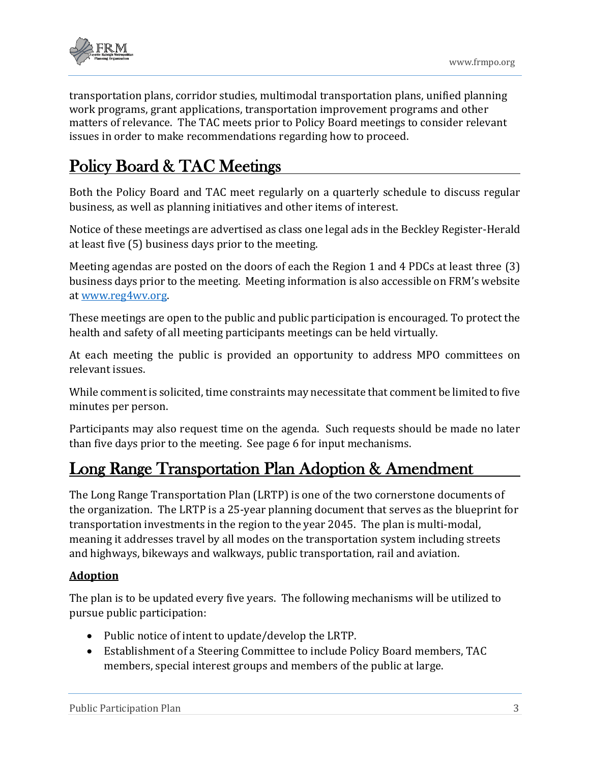transportation plans, corridor studies, multimodal transportation plans, unified planning work programs, grant applications, transportation improvement programs and other matters of relevance. The TAC meets prior to Policy Board meetings to consider relevant issues in order to make recommendations regarding how to proceed.

## Policy Board & TAC Meetings

Both the Policy Board and TAC meet regularly on a quarterly schedule to discuss regular business, as well as planning initiatives and other items of interest.

Notice of these meetings are advertised as class one legal ads in the Beckley Register-Herald at least five (5) business days prior to the meeting.

Meeting agendas are posted on the doors of each the Region 1 and 4 PDCs at least three (3) business days prior to the meeting. Meeting information is also accessible on FRM's website at [www.reg4wv.org](www.reg4wv.org).

These meetings are open to the public and public participation is encouraged. To protect the health and safety of all meeting participants meetings can be held virtually.

At each meeting the public is provided an opportunity to address MPO committees on relevant issues.

While comment is solicited, time constraints may necessitate that comment be limited to five minutes per person.

Participants may also request time on the agenda. Such requests should be made no later than five days prior to the meeting. See page 6 for input mechanisms.

## Long Range Transportation Plan Adoption & Amendment

The Long Range Transportation Plan (LRTP) is one of the two cornerstone documents of the organization. The LRTP is a 25-year planning document that serves as the blueprint for transportation investments in the region to the year 2045. The plan is multi-modal, meaning it addresses travel by all modes on the transportation system including streets and highways, bikeways and walkways, public transportation, rail and aviation.

### Adoption

The plan is to be updated every five years. The following mechanisms will be utilized to pursue public participation:

- Public notice of intent to update/develop the LRTP.
- Establishment of a Steering Committee to include Policy Board members, TAC members, special interest groups and members of the public at large.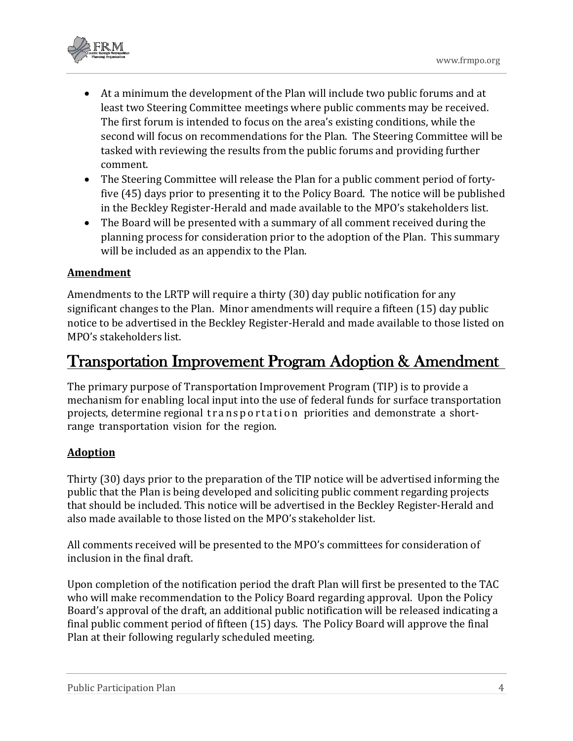- At a minimum the development of the Plan will include two public forums and at least two Steering Committee meetings where public comments may be received. The first forum is intended to focus on the area's existing conditions, while the second will focus on recommendations for the Plan. The Steering Committee will be tasked with reviewing the results from the public forums and providing further comment.
- The Steering Committee will release the Plan for a public comment period of forty-five (45) days prior to presenting it to the Policy Board. The notice will be published in the Beckley Register-Herald and made available to the MPO's stakeholders list.
- The Board will be presented with a summary of all comment received during the planning process for consideration prior to the adoption of the Plan. This summary will be included as an appendix to the Plan.

**Amendment**

Amendments to the LRTP will require a thirty (30) day public notification for any significant changes to the Plan. Minor amendments will require a fifteen (15) day public notice to be advertised in the Beckley Register-Herald and made available to those listed on MPO's stakeholders list.

# Transportation Improvement Program Adoption & Amendment

The primary purpose of Transportation Improvement Program (TIP) is to provide a mechanism for enabling local input into the use of federal funds for surface transportation projects, determine regional transportation priorities and demonstrate a short-range transportation vision for the region.

**Adoption**

Thirty (30) days prior to the preparation of the TIP notice will be advertised informing the public that the Plan is being developed and soliciting public comment regarding projects that should be included. This notice will be advertised in the Beckley Register-Herald and also made available to those listed on the MPO's stakeholder list.

All comments received will be presented to the MPO's committees for consideration of inclusion in the final draft.

Upon completion of the notification period the draft Plan will first be presented to the TAC who will make recommendation to the Policy Board regarding approval. Upon the Policy Board's approval of the draft, an additional public notification will be released indicating a final public comment period of fifteen (15) days. The Policy Board will approve the final Plan at their following regularly scheduled meeting.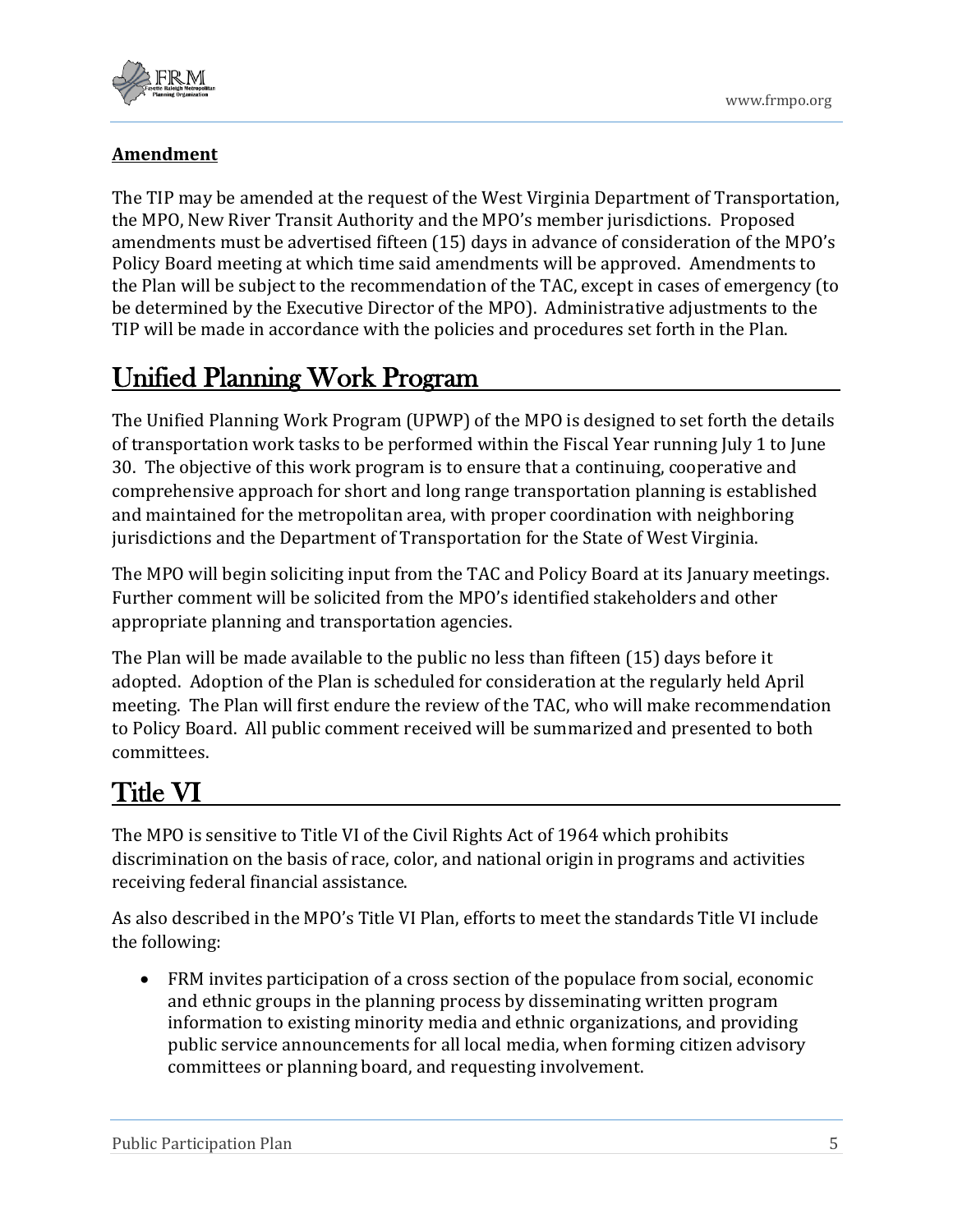**Amendment**

The TIP may be amended at the request of the West Virginia Department of Transportation, the MPO, New River Transit Authority and the MPO's member jurisdictions. Proposed amendments must be advertised fifteen (15) days in advance of consideration of the MPO's Policy Board meeting at which time said amendments will be approved. Amendments to the Plan will be subject to the recommendation of the TAC, except in cases of emergency (to be determined by the Executive Director of the MPO). Administrative adjustments to the TIP will be made in accordance with the policies and procedures set forth in the Plan.

# Unified Planning Work Program

The Unified Planning Work Program (UPWP) of the MPO is designed to set forth the details of transportation work tasks to be performed within the Fiscal Year running July 1 to June 30. The objective of this work program is to ensure that a continuing, cooperative and comprehensive approach for short and long range transportation planning is established and maintained for the metropolitan area, with proper coordination with neighboring jurisdictions and the Department of Transportation for the State of West Virginia.

The MPO will begin soliciting input from the TAC and Policy Board at its January meetings. Further comment will be solicited from the MPO's identified stakeholders and other appropriate planning and transportation agencies.

The Plan will be made available to the public no less than fifteen (15) days before it adopted. Adoption of the Plan is scheduled for consideration at the regularly held April meeting. The Plan will first endure the review of the TAC, who will make recommendation to Policy Board. All public comment received will be summarized and presented to both committees.

# Title VI

The MPO is sensitive to Title VI of the Civil Rights Act of 1964 which prohibits discrimination on the basis of race, color, and national origin in programs and activities receiving federal financial assistance.

As also described in the MPO's Title VI Plan, efforts to meet the standards Title VI include the following:

- FRM invites participation of a cross section of the populace from social, economic and ethnic groups in the planning process by disseminating written program information to existing minority media and ethnic organizations, and providing public service announcements for all local media, when forming citizen advisory committees or planning board, and requesting involvement.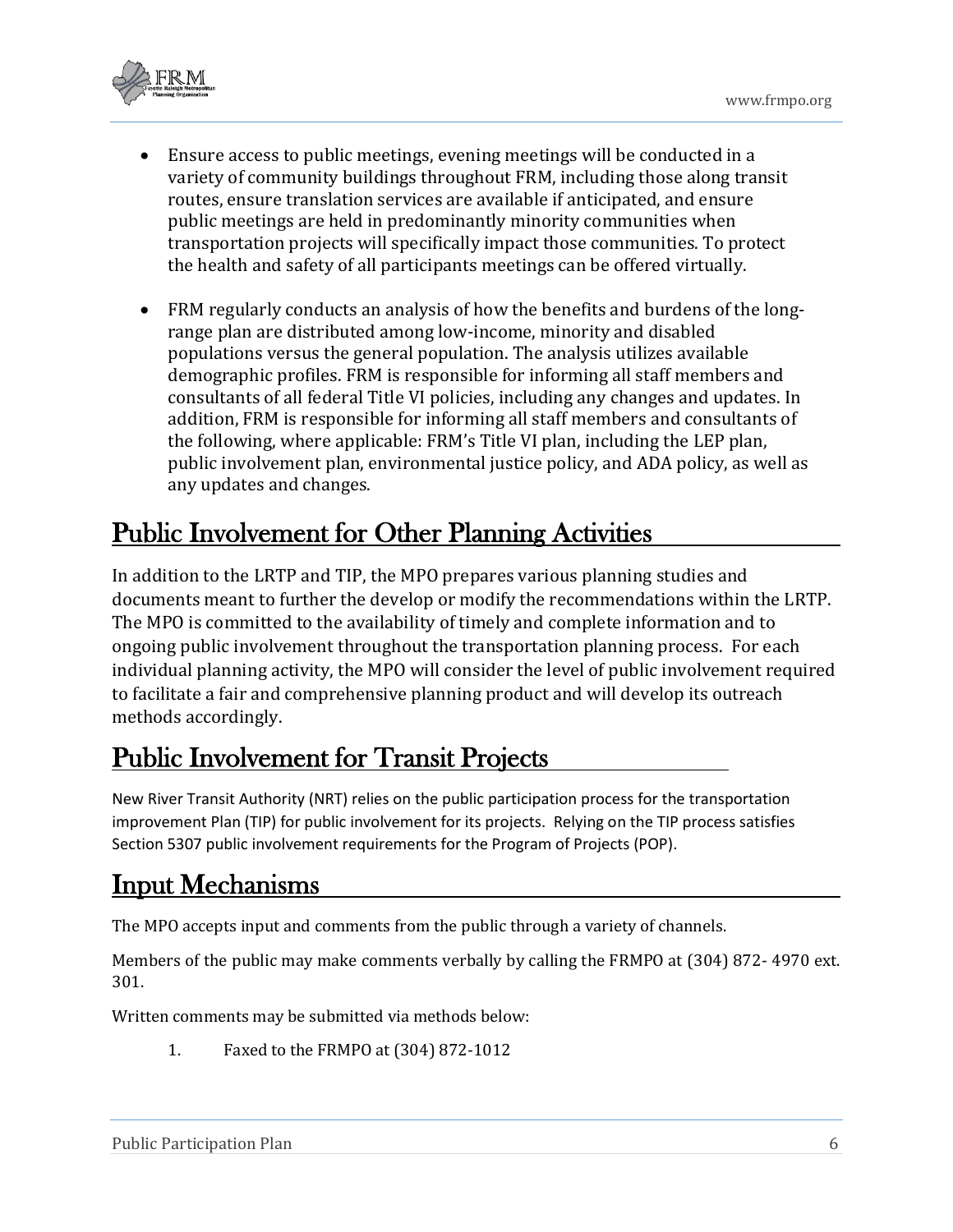- Ensure access to public meetings, evening meetings will be conducted in a variety of community buildings throughout FRM, including those along transit routes, ensure translation services are available if anticipated, and ensure public meetings are held in predominantly minority communities when transportation projects will specifically impact those communities. To protect the health and safety of all participants meetings can be offered virtually.

- FRM regularly conducts an analysis of how the benefits and burdens of the long-range plan are distributed among low-income, minority and disabled populations versus the general population. The analysis utilizes available demographic profiles. FRM is responsible for informing all staff members and consultants of all federal Title VI policies, including any changes and updates. In addition, FRM is responsible for informing all staff members and consultants of the following, where applicable: FRM's Title VI plan, including the LEP plan, public involvement plan, environmental justice policy, and ADA policy, as well as any updates and changes.

## Public Involvement for Other Planning Activities

In addition to the LRTP and TIP, the MPO prepares various planning studies and documents meant to further the develop or modify the recommendations within the LRTP. The MPO is committed to the availability of timely and complete information and to ongoing public involvement throughout the transportation planning process. For each individual planning activity, the MPO will consider the level of public involvement required to facilitate a fair and comprehensive planning product and will develop its outreach methods accordingly.

## Public Involvement for Transit Projects

New River Transit Authority (NRT) relies on the public participation process for the transportation improvement Plan (TIP) for public involvement for its projects. Relying on the TIP process satisfies Section 5307 public involvement requirements for the Program of Projects (POP).

## Input Mechanisms

The MPO accepts input and comments from the public through a variety of channels.

Members of the public may make comments verbally by calling the FRMPO at (304) 872- 4970 ext. 301.

Written comments may be submitted via methods below:

1. Faxed to the FRMPO at (304) 872-1012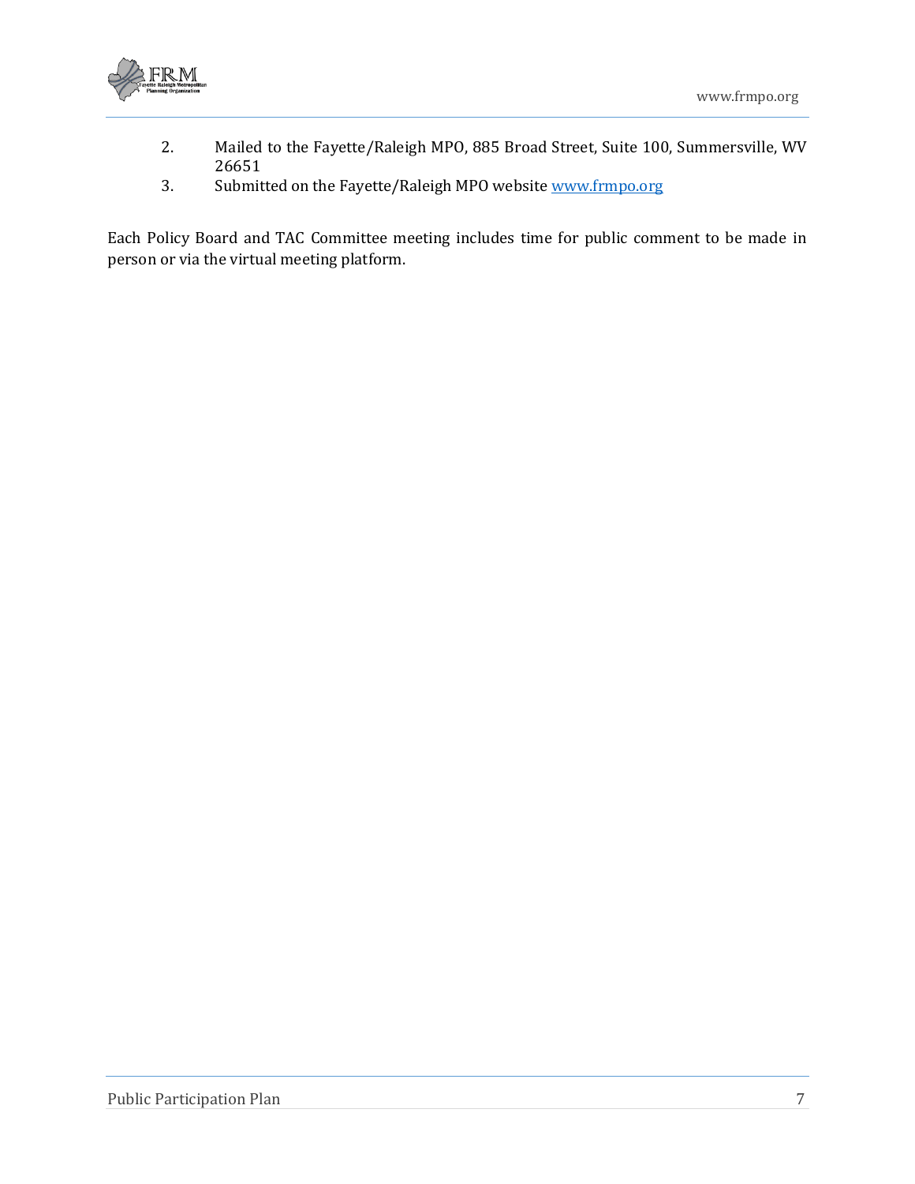2. Mailed to the Fayette/Raleigh MPO, 885 Broad Street, Suite 100, Summersville, WV 26651
3. Submitted on the Fayette/Raleigh MPO website [www.frmpo.org](http://www.frmpo.org)

Each Policy Board and TAC Committee meeting includes time for public comment to be made in person or via the virtual meeting platform.